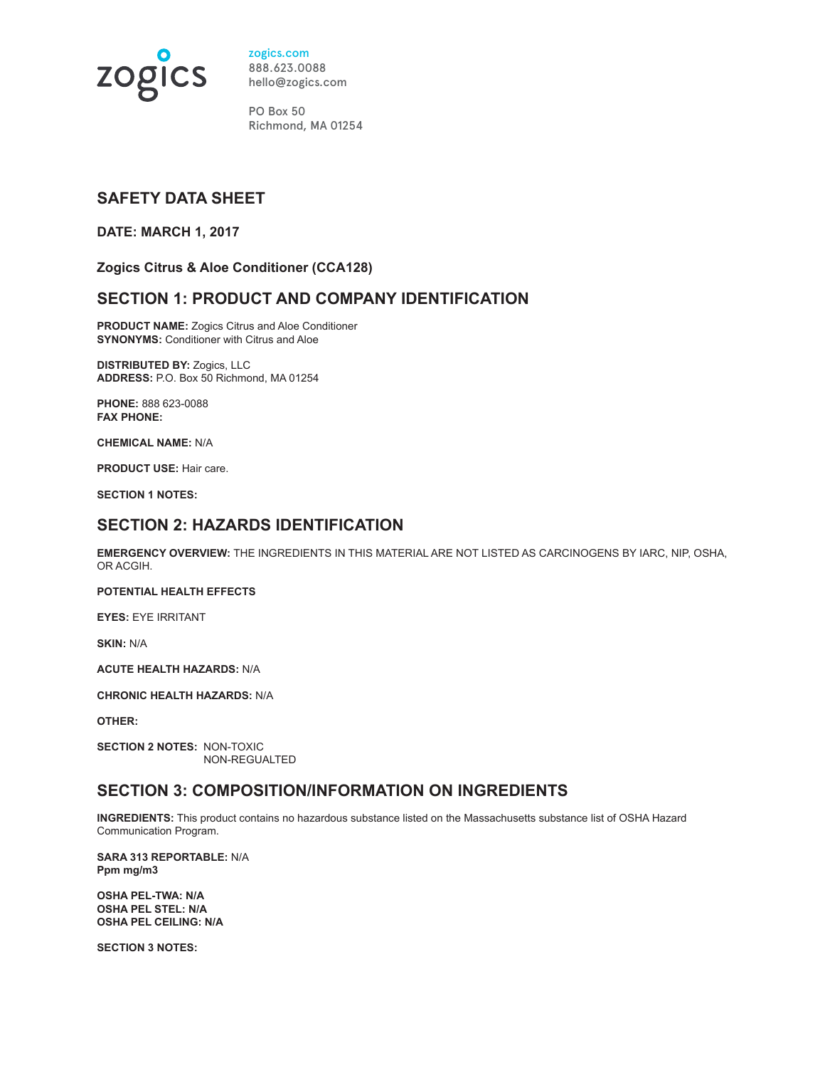zogics

zogics.com
888.623.0088
hello@zogics.com

PO Box 50
Richmond, MA 01254

## SAFETY DATA SHEET

### DATE: MARCH 1, 2017

### Zogics Citrus & Aloe Conditioner (CCA128)

## SECTION 1: PRODUCT AND COMPANY IDENTIFICATION

**PRODUCT NAME:** Zogics Citrus and Aloe Conditioner
**SYNONYMS:** Conditioner with Citrus and Aloe

**DISTRIBUTED BY:** Zogics, LLC
**ADDRESS:** P.O. Box 50 Richmond, MA 01254

**PHONE:** 888 623-0088
**FAX PHONE:**

**CHEMICAL NAME:** N/A

**PRODUCT USE:** Hair care.

**SECTION 1 NOTES:**

## SECTION 2: HAZARDS IDENTIFICATION

**EMERGENCY OVERVIEW:** THE INGREDIENTS IN THIS MATERIAL ARE NOT LISTED AS CARCINOGENS BY IARC, NIP, OSHA, OR ACGIH.

**POTENTIAL HEALTH EFFECTS**

**EYES:** EYE IRRITANT

**SKIN:** N/A

**ACUTE HEALTH HAZARDS:** N/A

**CHRONIC HEALTH HAZARDS:** N/A

**OTHER:**

**SECTION 2 NOTES:** NON-TOXIC
NON-REGUALTED

## SECTION 3: COMPOSITION/INFORMATION ON INGREDIENTS

**INGREDIENTS:** This product contains no hazardous substance listed on the Massachusetts substance list of OSHA Hazard Communication Program.

**SARA 313 REPORTABLE:** N/A
**Ppm mg/m3**

**OSHA PEL-TWA: N/A**
**OSHA PEL STEL: N/A**
**OSHA PEL CEILING: N/A**

**SECTION 3 NOTES:**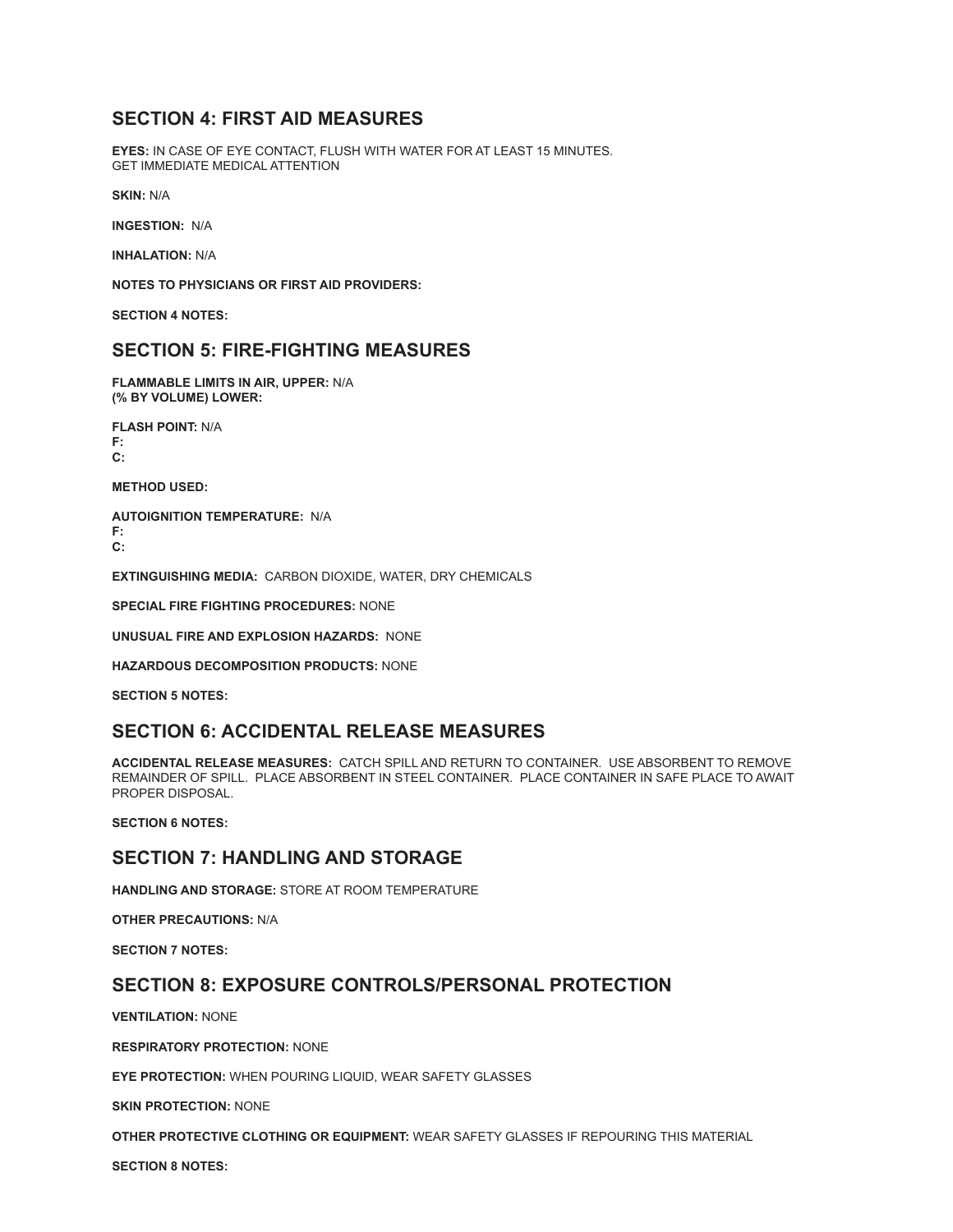## SECTION 4: FIRST AID MEASURES

**EYES:** IN CASE OF EYE CONTACT, FLUSH WITH WATER FOR AT LEAST 15 MINUTES. GET IMMEDIATE MEDICAL ATTENTION

**SKIN:** N/A

**INGESTION:** N/A

**INHALATION:** N/A

**NOTES TO PHYSICIANS OR FIRST AID PROVIDERS:**

**SECTION 4 NOTES:**

## SECTION 5: FIRE-FIGHTING MEASURES

**FLAMMABLE LIMITS IN AIR, UPPER:** N/A
**(% BY VOLUME) LOWER:**

**FLASH POINT:** N/A
**F:**
**C:**

**METHOD USED:**

**AUTOIGNITION TEMPERATURE:** N/A
**F:**
**C:**

**EXTINGUISHING MEDIA:** CARBON DIOXIDE, WATER, DRY CHEMICALS

**SPECIAL FIRE FIGHTING PROCEDURES:** NONE

**UNUSUAL FIRE AND EXPLOSION HAZARDS:** NONE

**HAZARDOUS DECOMPOSITION PRODUCTS:** NONE

**SECTION 5 NOTES:**

## SECTION 6: ACCIDENTAL RELEASE MEASURES

**ACCIDENTAL RELEASE MEASURES:** CATCH SPILL AND RETURN TO CONTAINER. USE ABSORBENT TO REMOVE REMAINDER OF SPILL. PLACE ABSORBENT IN STEEL CONTAINER. PLACE CONTAINER IN SAFE PLACE TO AWAIT PROPER DISPOSAL.

**SECTION 6 NOTES:**

## SECTION 7: HANDLING AND STORAGE

**HANDLING AND STORAGE:** STORE AT ROOM TEMPERATURE

**OTHER PRECAUTIONS:** N/A

**SECTION 7 NOTES:**

## SECTION 8: EXPOSURE CONTROLS/PERSONAL PROTECTION

**VENTILATION:** NONE

**RESPIRATORY PROTECTION:** NONE

**EYE PROTECTION:** WHEN POURING LIQUID, WEAR SAFETY GLASSES

**SKIN PROTECTION:** NONE

**OTHER PROTECTIVE CLOTHING OR EQUIPMENT:** WEAR SAFETY GLASSES IF REPOURING THIS MATERIAL

**SECTION 8 NOTES:**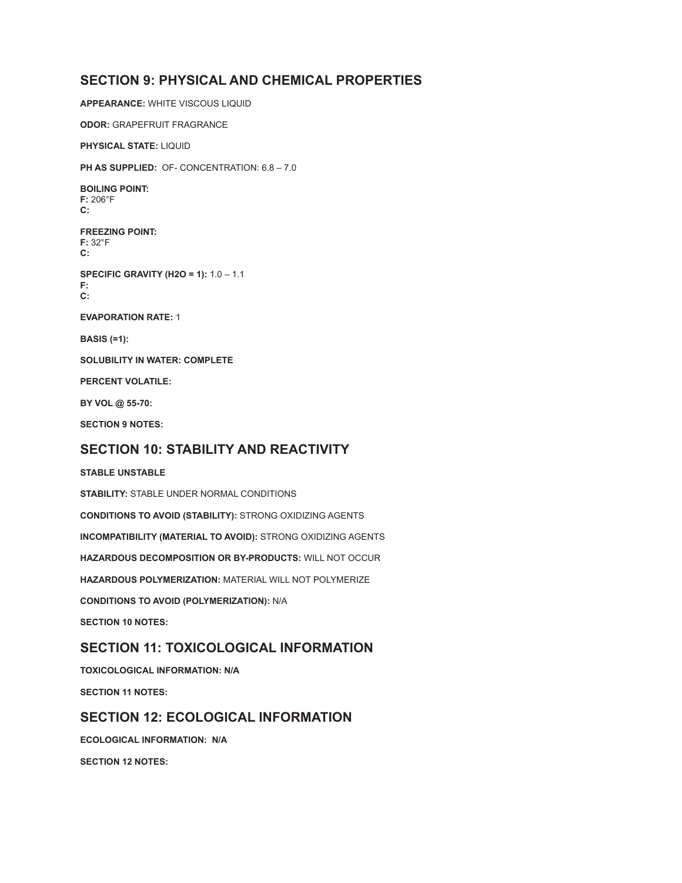## SECTION 9: PHYSICAL AND CHEMICAL PROPERTIES

**APPEARANCE:** WHITE VISCOUS LIQUID

**ODOR:** GRAPEFRUIT FRAGRANCE

**PHYSICAL STATE:** LIQUID

**PH AS SUPPLIED:** OF- CONCENTRATION: 6.8 – 7.0

**BOILING POINT:**
**F:** 206°F
**C:**

**FREEZING POINT:**
**F:** 32°F
**C:**

**SPECIFIC GRAVITY (H2O = 1):** 1.0 – 1.1
**F:**
**C:**

**EVAPORATION RATE:** 1

**BASIS (=1):**

**SOLUBILITY IN WATER: COMPLETE**

**PERCENT VOLATILE:**

**BY VOL @ 55-70:**

**SECTION 9 NOTES:**

## SECTION 10: STABILITY AND REACTIVITY

**STABLE UNSTABLE**

**STABILITY:** STABLE UNDER NORMAL CONDITIONS

**CONDITIONS TO AVOID (STABILITY):** STRONG OXIDIZING AGENTS

**INCOMPATIBILITY (MATERIAL TO AVOID):** STRONG OXIDIZING AGENTS

**HAZARDOUS DECOMPOSITION OR BY-PRODUCTS:** WILL NOT OCCUR

**HAZARDOUS POLYMERIZATION:** MATERIAL WILL NOT POLYMERIZE

**CONDITIONS TO AVOID (POLYMERIZATION):** N/A

**SECTION 10 NOTES:**

## SECTION 11: TOXICOLOGICAL INFORMATION

**TOXICOLOGICAL INFORMATION: N/A**

**SECTION 11 NOTES:**

## SECTION 12: ECOLOGICAL INFORMATION

**ECOLOGICAL INFORMATION: N/A**

**SECTION 12 NOTES:**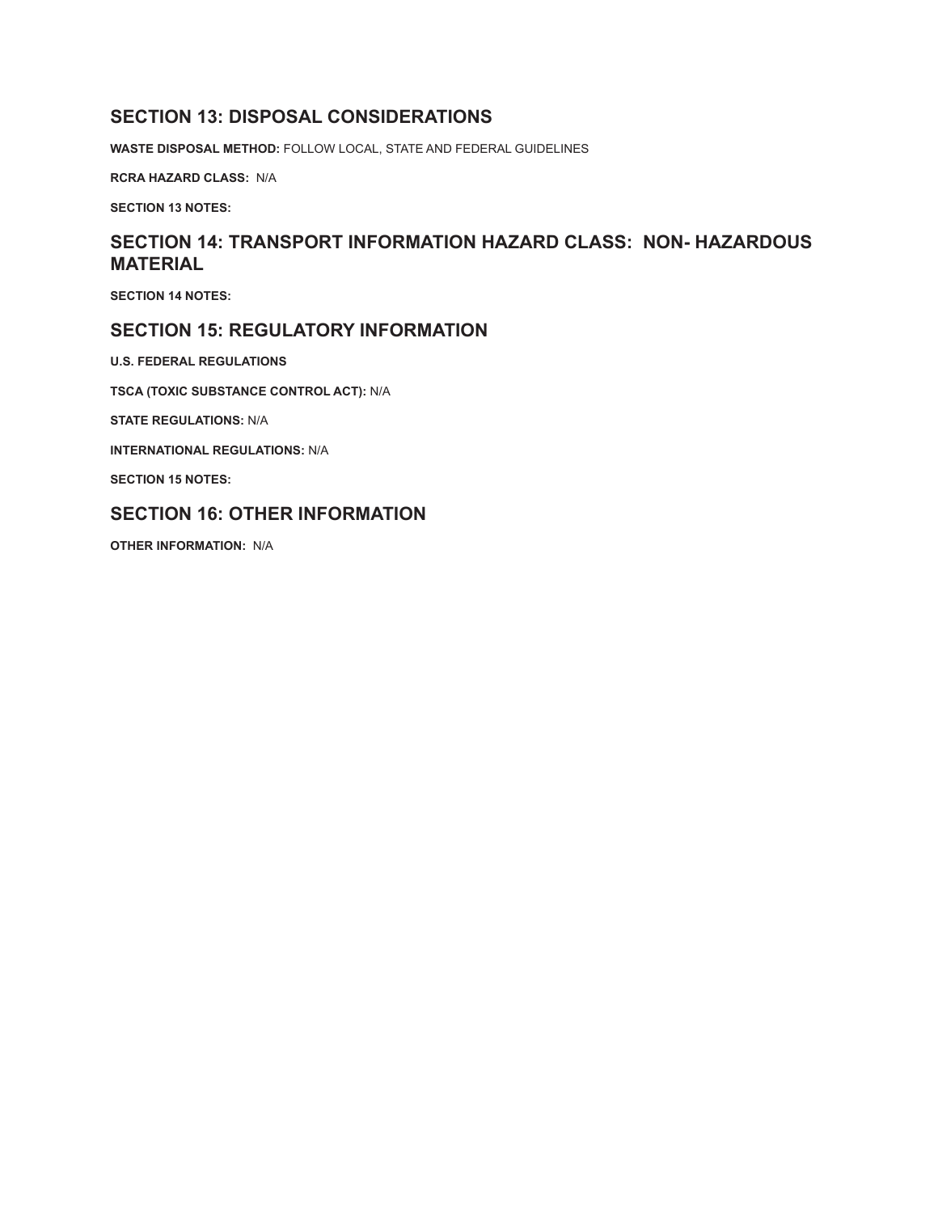## SECTION 13: DISPOSAL CONSIDERATIONS

**WASTE DISPOSAL METHOD:** FOLLOW LOCAL, STATE AND FEDERAL GUIDELINES

**RCRA HAZARD CLASS:** N/A

**SECTION 13 NOTES:**

## SECTION 14: TRANSPORT INFORMATION HAZARD CLASS: NON- HAZARDOUS MATERIAL

**SECTION 14 NOTES:**

## SECTION 15: REGULATORY INFORMATION

**U.S. FEDERAL REGULATIONS**

**TSCA (TOXIC SUBSTANCE CONTROL ACT):** N/A

**STATE REGULATIONS:** N/A

**INTERNATIONAL REGULATIONS:** N/A

**SECTION 15 NOTES:**

## SECTION 16: OTHER INFORMATION

**OTHER INFORMATION:** N/A